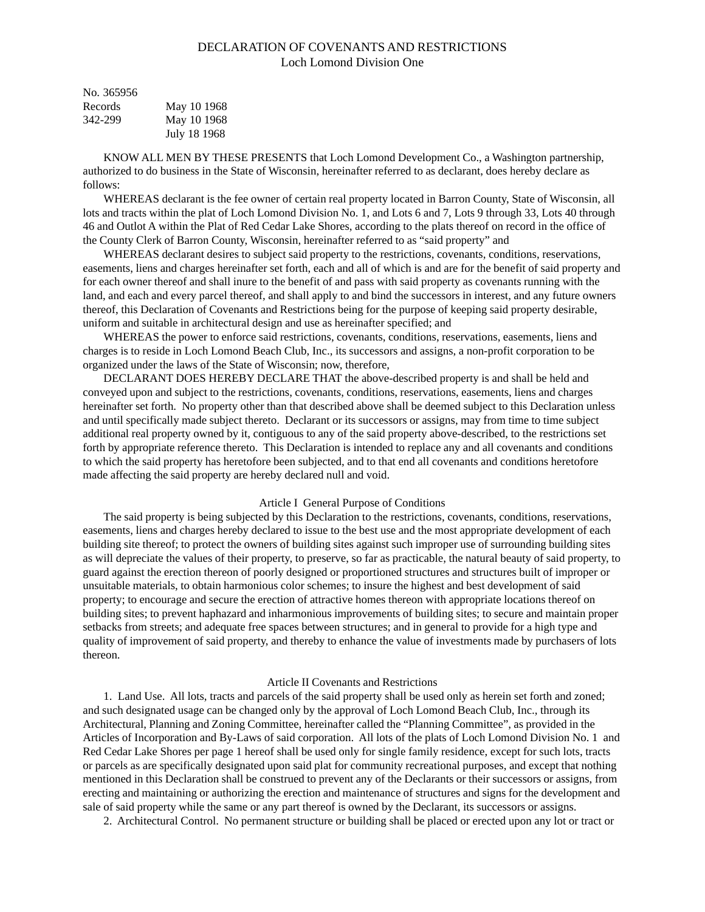# DECLARATION OF COVENANTS AND RESTRICTIONS
## Loch Lomond Division One

| | |
|---|---|
| No. 365956 | |
| Records | May 10 1968 |
| 342-299 | May 10 1968 |
| | July 18 1968 |

KNOW ALL MEN BY THESE PRESENTS that Loch Lomond Development Co., a Washington partnership, authorized to do business in the State of Wisconsin, hereinafter referred to as declarant, does hereby declare as follows:

WHEREAS declarant is the fee owner of certain real property located in Barron County, State of Wisconsin, all lots and tracts within the plat of Loch Lomond Division No. 1, and Lots 6 and 7, Lots 9 through 33, Lots 40 through 46 and Outlot A within the Plat of Red Cedar Lake Shores, according to the plats thereof on record in the office of the County Clerk of Barron County, Wisconsin, hereinafter referred to as "said property" and

WHEREAS declarant desires to subject said property to the restrictions, covenants, conditions, reservations, easements, liens and charges hereinafter set forth, each and all of which is and are for the benefit of said property and for each owner thereof and shall inure to the benefit of and pass with said property as covenants running with the land, and each and every parcel thereof, and shall apply to and bind the successors in interest, and any future owners thereof, this Declaration of Covenants and Restrictions being for the purpose of keeping said property desirable, uniform and suitable in architectural design and use as hereinafter specified; and

WHEREAS the power to enforce said restrictions, covenants, conditions, reservations, easements, liens and charges is to reside in Loch Lomond Beach Club, Inc., its successors and assigns, a non-profit corporation to be organized under the laws of the State of Wisconsin; now, therefore,

DECLARANT DOES HEREBY DECLARE THAT the above-described property is and shall be held and conveyed upon and subject to the restrictions, covenants, conditions, reservations, easements, liens and charges hereinafter set forth. No property other than that described above shall be deemed subject to this Declaration unless and until specifically made subject thereto. Declarant or its successors or assigns, may from time to time subject additional real property owned by it, contiguous to any of the said property above-described, to the restrictions set forth by appropriate reference thereto. This Declaration is intended to replace any and all covenants and conditions to which the said property has heretofore been subjected, and to that end all covenants and conditions heretofore made affecting the said property are hereby declared null and void.

### Article I General Purpose of Conditions

The said property is being subjected by this Declaration to the restrictions, covenants, conditions, reservations, easements, liens and charges hereby declared to issue to the best use and the most appropriate development of each building site thereof; to protect the owners of building sites against such improper use of surrounding building sites as will depreciate the values of their property, to preserve, so far as practicable, the natural beauty of said property, to guard against the erection thereon of poorly designed or proportioned structures and structures built of improper or unsuitable materials, to obtain harmonious color schemes; to insure the highest and best development of said property; to encourage and secure the erection of attractive homes thereon with appropriate locations thereof on building sites; to prevent haphazard and inharmonious improvements of building sites; to secure and maintain proper setbacks from streets; and adequate free spaces between structures; and in general to provide for a high type and quality of improvement of said property, and thereby to enhance the value of investments made by purchasers of lots thereon.

### Article II Covenants and Restrictions

1. Land Use. All lots, tracts and parcels of the said property shall be used only as herein set forth and zoned; and such designated usage can be changed only by the approval of Loch Lomond Beach Club, Inc., through its Architectural, Planning and Zoning Committee, hereinafter called the "Planning Committee", as provided in the Articles of Incorporation and By-Laws of said corporation. All lots of the plats of Loch Lomond Division No. 1 and Red Cedar Lake Shores per page 1 hereof shall be used only for single family residence, except for such lots, tracts or parcels as are specifically designated upon said plat for community recreational purposes, and except that nothing mentioned in this Declaration shall be construed to prevent any of the Declarants or their successors or assigns, from erecting and maintaining or authorizing the erection and maintenance of structures and signs for the development and sale of said property while the same or any part thereof is owned by the Declarant, its successors or assigns.

2. Architectural Control. No permanent structure or building shall be placed or erected upon any lot or tract or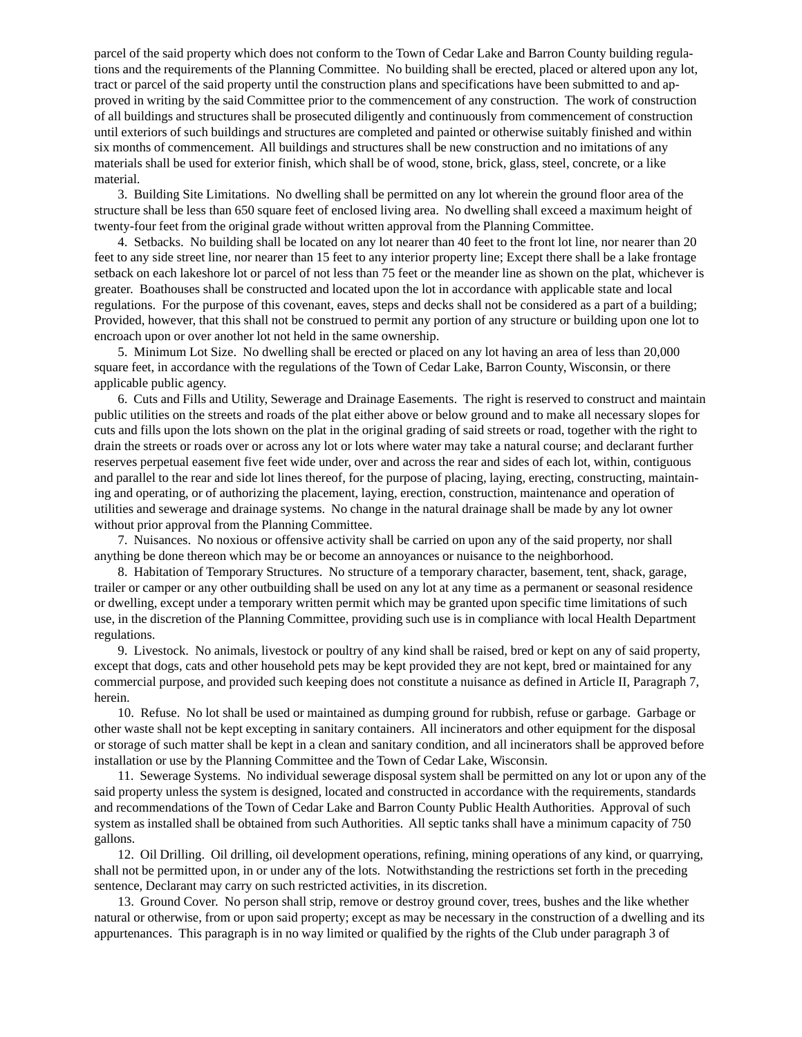parcel of the said property which does not conform to the Town of Cedar Lake and Barron County building regulations and the requirements of the Planning Committee. No building shall be erected, placed or altered upon any lot, tract or parcel of the said property until the construction plans and specifications have been submitted to and approved in writing by the said Committee prior to the commencement of any construction. The work of construction of all buildings and structures shall be prosecuted diligently and continuously from commencement of construction until exteriors of such buildings and structures are completed and painted or otherwise suitably finished and within six months of commencement. All buildings and structures shall be new construction and no imitations of any materials shall be used for exterior finish, which shall be of wood, stone, brick, glass, steel, concrete, or a like material.

3. Building Site Limitations. No dwelling shall be permitted on any lot wherein the ground floor area of the structure shall be less than 650 square feet of enclosed living area. No dwelling shall exceed a maximum height of twenty-four feet from the original grade without written approval from the Planning Committee.

4. Setbacks. No building shall be located on any lot nearer than 40 feet to the front lot line, nor nearer than 20 feet to any side street line, nor nearer than 15 feet to any interior property line; Except there shall be a lake frontage setback on each lakeshore lot or parcel of not less than 75 feet or the meander line as shown on the plat, whichever is greater. Boathouses shall be constructed and located upon the lot in accordance with applicable state and local regulations. For the purpose of this covenant, eaves, steps and decks shall not be considered as a part of a building; Provided, however, that this shall not be construed to permit any portion of any structure or building upon one lot to encroach upon or over another lot not held in the same ownership.

5. Minimum Lot Size. No dwelling shall be erected or placed on any lot having an area of less than 20,000 square feet, in accordance with the regulations of the Town of Cedar Lake, Barron County, Wisconsin, or there applicable public agency.

6. Cuts and Fills and Utility, Sewerage and Drainage Easements. The right is reserved to construct and maintain public utilities on the streets and roads of the plat either above or below ground and to make all necessary slopes for cuts and fills upon the lots shown on the plat in the original grading of said streets or road, together with the right to drain the streets or roads over or across any lot or lots where water may take a natural course; and declarant further reserves perpetual easement five feet wide under, over and across the rear and sides of each lot, within, contiguous and parallel to the rear and side lot lines thereof, for the purpose of placing, laying, erecting, constructing, maintaining and operating, or of authorizing the placement, laying, erection, construction, maintenance and operation of utilities and sewerage and drainage systems. No change in the natural drainage shall be made by any lot owner without prior approval from the Planning Committee.

7. Nuisances. No noxious or offensive activity shall be carried on upon any of the said property, nor shall anything be done thereon which may be or become an annoyances or nuisance to the neighborhood.

8. Habitation of Temporary Structures. No structure of a temporary character, basement, tent, shack, garage, trailer or camper or any other outbuilding shall be used on any lot at any time as a permanent or seasonal residence or dwelling, except under a temporary written permit which may be granted upon specific time limitations of such use, in the discretion of the Planning Committee, providing such use is in compliance with local Health Department regulations.

9. Livestock. No animals, livestock or poultry of any kind shall be raised, bred or kept on any of said property, except that dogs, cats and other household pets may be kept provided they are not kept, bred or maintained for any commercial purpose, and provided such keeping does not constitute a nuisance as defined in Article II, Paragraph 7, herein.

10. Refuse. No lot shall be used or maintained as dumping ground for rubbish, refuse or garbage. Garbage or other waste shall not be kept excepting in sanitary containers. All incinerators and other equipment for the disposal or storage of such matter shall be kept in a clean and sanitary condition, and all incinerators shall be approved before installation or use by the Planning Committee and the Town of Cedar Lake, Wisconsin.

11. Sewerage Systems. No individual sewerage disposal system shall be permitted on any lot or upon any of the said property unless the system is designed, located and constructed in accordance with the requirements, standards and recommendations of the Town of Cedar Lake and Barron County Public Health Authorities. Approval of such system as installed shall be obtained from such Authorities. All septic tanks shall have a minimum capacity of 750 gallons.

12. Oil Drilling. Oil drilling, oil development operations, refining, mining operations of any kind, or quarrying, shall not be permitted upon, in or under any of the lots. Notwithstanding the restrictions set forth in the preceding sentence, Declarant may carry on such restricted activities, in its discretion.

13. Ground Cover. No person shall strip, remove or destroy ground cover, trees, bushes and the like whether natural or otherwise, from or upon said property; except as may be necessary in the construction of a dwelling and its appurtenances. This paragraph is in no way limited or qualified by the rights of the Club under paragraph 3 of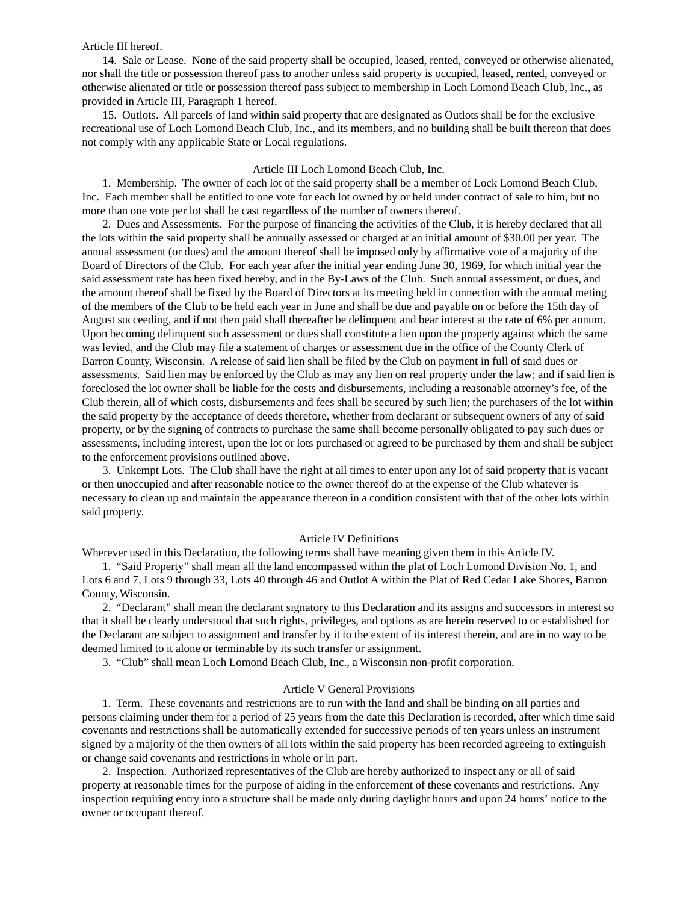Article III hereof.

14. Sale or Lease. None of the said property shall be occupied, leased, rented, conveyed or otherwise alienated, nor shall the title or possession thereof pass to another unless said property is occupied, leased, rented, conveyed or otherwise alienated or title or possession thereof pass subject to membership in Loch Lomond Beach Club, Inc., as provided in Article III, Paragraph 1 hereof.

15. Outlots. All parcels of land within said property that are designated as Outlots shall be for the exclusive recreational use of Loch Lomond Beach Club, Inc., and its members, and no building shall be built thereon that does not comply with any applicable State or Local regulations.

## Article III Loch Lomond Beach Club, Inc.

1. Membership. The owner of each lot of the said property shall be a member of Lock Lomond Beach Club, Inc. Each member shall be entitled to one vote for each lot owned by or held under contract of sale to him, but no more than one vote per lot shall be cast regardless of the number of owners thereof.

2. Dues and Assessments. For the purpose of financing the activities of the Club, it is hereby declared that all the lots within the said property shall be annually assessed or charged at an initial amount of $30.00 per year. The annual assessment (or dues) and the amount thereof shall be imposed only by affirmative vote of a majority of the Board of Directors of the Club. For each year after the initial year ending June 30, 1969, for which initial year the said assessment rate has been fixed hereby, and in the By-Laws of the Club. Such annual assessment, or dues, and the amount thereof shall be fixed by the Board of Directors at its meeting held in connection with the annual meting of the members of the Club to be held each year in June and shall be due and payable on or before the 15th day of August succeeding, and if not then paid shall thereafter be delinquent and bear interest at the rate of 6% per annum. Upon becoming delinquent such assessment or dues shall constitute a lien upon the property against which the same was levied, and the Club may file a statement of charges or assessment due in the office of the County Clerk of Barron County, Wisconsin. A release of said lien shall be filed by the Club on payment in full of said dues or assessments. Said lien may be enforced by the Club as may any lien on real property under the law; and if said lien is foreclosed the lot owner shall be liable for the costs and disbursements, including a reasonable attorney's fee, of the Club therein, all of which costs, disbursements and fees shall be secured by such lien; the purchasers of the lot within the said property by the acceptance of deeds therefore, whether from declarant or subsequent owners of any of said property, or by the signing of contracts to purchase the same shall become personally obligated to pay such dues or assessments, including interest, upon the lot or lots purchased or agreed to be purchased by them and shall be subject to the enforcement provisions outlined above.

3. Unkempt Lots. The Club shall have the right at all times to enter upon any lot of said property that is vacant or then unoccupied and after reasonable notice to the owner thereof do at the expense of the Club whatever is necessary to clean up and maintain the appearance thereon in a condition consistent with that of the other lots within said property.

## Article IV Definitions

Wherever used in this Declaration, the following terms shall have meaning given them in this Article IV.

1. "Said Property" shall mean all the land encompassed within the plat of Loch Lomond Division No. 1, and Lots 6 and 7, Lots 9 through 33, Lots 40 through 46 and Outlot A within the Plat of Red Cedar Lake Shores, Barron County, Wisconsin.

2. "Declarant" shall mean the declarant signatory to this Declaration and its assigns and successors in interest so that it shall be clearly understood that such rights, privileges, and options as are herein reserved to or established for the Declarant are subject to assignment and transfer by it to the extent of its interest therein, and are in no way to be deemed limited to it alone or terminable by its such transfer or assignment.

3. "Club" shall mean Loch Lomond Beach Club, Inc., a Wisconsin non-profit corporation.

## Article V General Provisions

1. Term. These covenants and restrictions are to run with the land and shall be binding on all parties and persons claiming under them for a period of 25 years from the date this Declaration is recorded, after which time said covenants and restrictions shall be automatically extended for successive periods of ten years unless an instrument signed by a majority of the then owners of all lots within the said property has been recorded agreeing to extinguish or change said covenants and restrictions in whole or in part.

2. Inspection. Authorized representatives of the Club are hereby authorized to inspect any or all of said property at reasonable times for the purpose of aiding in the enforcement of these covenants and restrictions. Any inspection requiring entry into a structure shall be made only during daylight hours and upon 24 hours' notice to the owner or occupant thereof.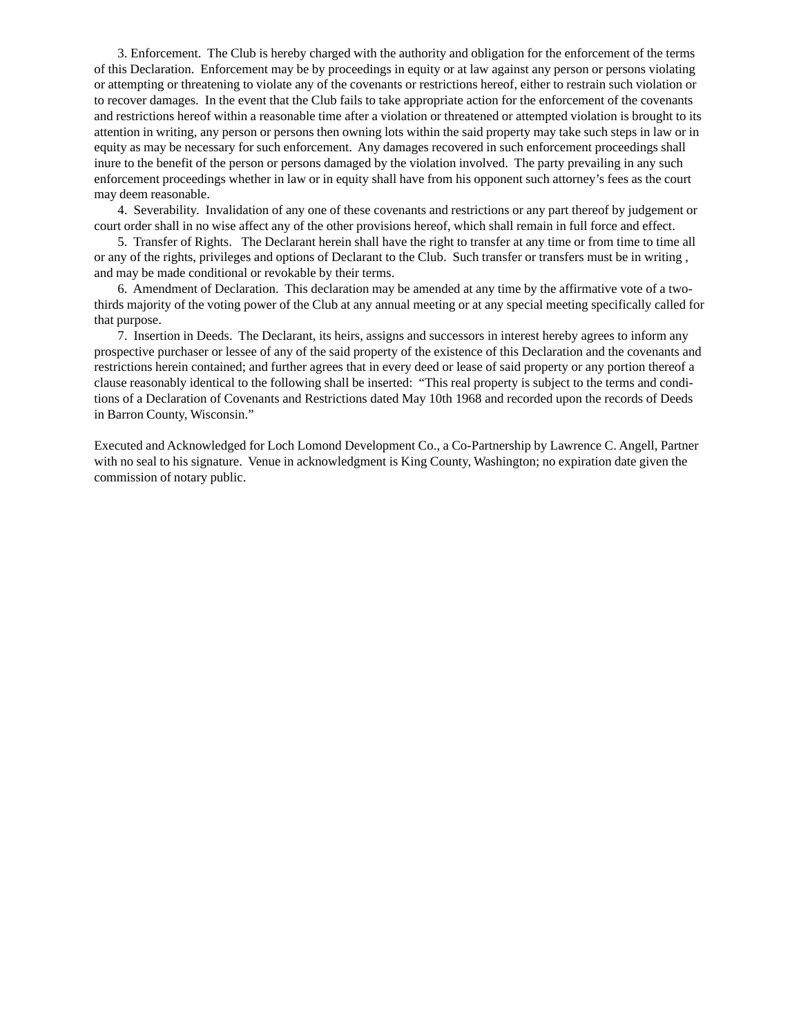3. Enforcement. The Club is hereby charged with the authority and obligation for the enforcement of the terms of this Declaration. Enforcement may be by proceedings in equity or at law against any person or persons violating or attempting or threatening to violate any of the covenants or restrictions hereof, either to restrain such violation or to recover damages. In the event that the Club fails to take appropriate action for the enforcement of the covenants and restrictions hereof within a reasonable time after a violation or threatened or attempted violation is brought to its attention in writing, any person or persons then owning lots within the said property may take such steps in law or in equity as may be necessary for such enforcement. Any damages recovered in such enforcement proceedings shall inure to the benefit of the person or persons damaged by the violation involved. The party prevailing in any such enforcement proceedings whether in law or in equity shall have from his opponent such attorney's fees as the court may deem reasonable.

4. Severability. Invalidation of any one of these covenants and restrictions or any part thereof by judgement or court order shall in no wise affect any of the other provisions hereof, which shall remain in full force and effect.

5. Transfer of Rights. The Declarant herein shall have the right to transfer at any time or from time to time all or any of the rights, privileges and options of Declarant to the Club. Such transfer or transfers must be in writing , and may be made conditional or revokable by their terms.

6. Amendment of Declaration. This declaration may be amended at any time by the affirmative vote of a two-thirds majority of the voting power of the Club at any annual meeting or at any special meeting specifically called for that purpose.

7. Insertion in Deeds. The Declarant, its heirs, assigns and successors in interest hereby agrees to inform any prospective purchaser or lessee of any of the said property of the existence of this Declaration and the covenants and restrictions herein contained; and further agrees that in every deed or lease of said property or any portion thereof a clause reasonably identical to the following shall be inserted: "This real property is subject to the terms and conditions of a Declaration of Covenants and Restrictions dated May 10th 1968 and recorded upon the records of Deeds in Barron County, Wisconsin."

Executed and Acknowledged for Loch Lomond Development Co., a Co-Partnership by Lawrence C. Angell, Partner with no seal to his signature. Venue in acknowledgment is King County, Washington; no expiration date given the commission of notary public.